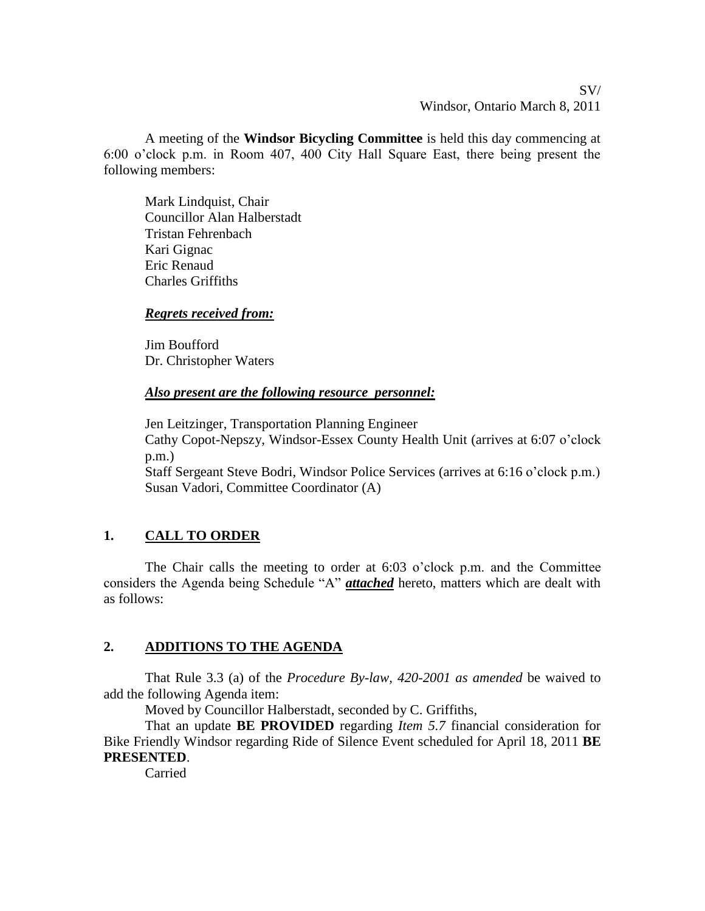SV/
Windsor, Ontario March 8, 2011

A meeting of the **Windsor Bicycling Committee** is held this day commencing at 6:00 o'clock p.m. in Room 407, 400 City Hall Square East, there being present the following members:

Mark Lindquist, Chair
Councillor Alan Halberstadt
Tristan Fehrenbach
Kari Gignac
Eric Renaud
Charles Griffiths

***Regrets received from:***

Jim Boufford
Dr. Christopher Waters

***Also present are the following resource personnel:***

Jen Leitzinger, Transportation Planning Engineer
Cathy Copot-Nepszy, Windsor-Essex County Health Unit (arrives at 6:07 o'clock p.m.)
Staff Sergeant Steve Bodri, Windsor Police Services (arrives at 6:16 o'clock p.m.)
Susan Vadori, Committee Coordinator (A)

## 1. CALL TO ORDER

The Chair calls the meeting to order at 6:03 o'clock p.m. and the Committee considers the Agenda being Schedule "A" ***attached*** hereto, matters which are dealt with as follows:

## 2. ADDITIONS TO THE AGENDA

That Rule 3.3 (a) of the *Procedure By-law, 420-2001 as amended* be waived to add the following Agenda item:

Moved by Councillor Halberstadt, seconded by C. Griffiths,

That an update **BE PROVIDED** regarding *Item 5.7* financial consideration for Bike Friendly Windsor regarding Ride of Silence Event scheduled for April 18, 2011 **BE PRESENTED**.

Carried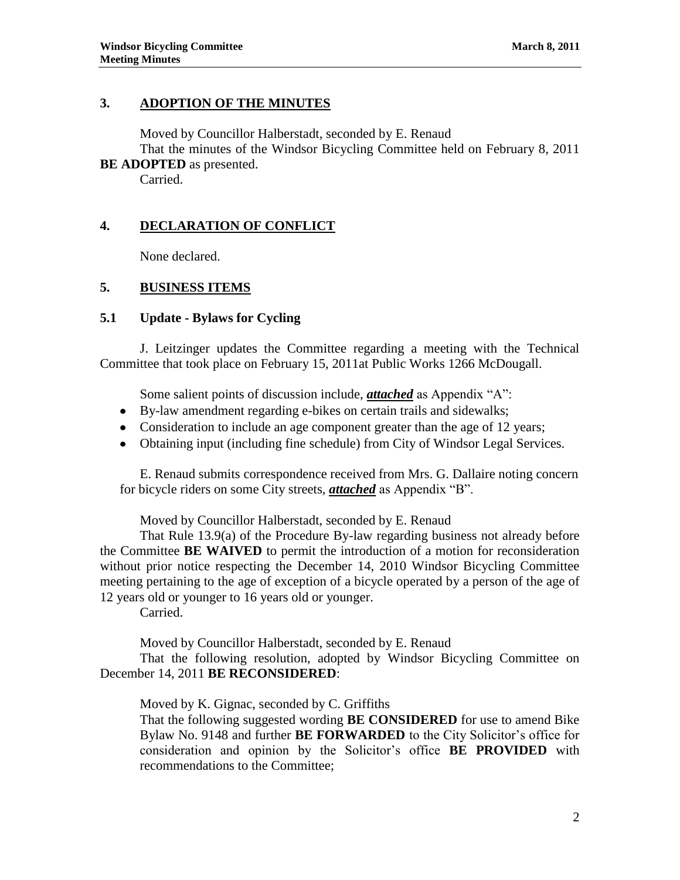## 3. ADOPTION OF THE MINUTES

Moved by Councillor Halberstadt, seconded by E. Renaud

That the minutes of the Windsor Bicycling Committee held on February 8, 2011 **BE ADOPTED** as presented.

Carried.

## 4. DECLARATION OF CONFLICT

None declared.

## 5. BUSINESS ITEMS

### 5.1 Update - Bylaws for Cycling

J. Leitzinger updates the Committee regarding a meeting with the Technical Committee that took place on February 15, 2011at Public Works 1266 McDougall.

Some salient points of discussion include, ***attached*** as Appendix "A":

- By-law amendment regarding e-bikes on certain trails and sidewalks;
- Consideration to include an age component greater than the age of 12 years;
- Obtaining input (including fine schedule) from City of Windsor Legal Services.

E. Renaud submits correspondence received from Mrs. G. Dallaire noting concern for bicycle riders on some City streets, ***attached*** as Appendix "B".

Moved by Councillor Halberstadt, seconded by E. Renaud

That Rule 13.9(a) of the Procedure By-law regarding business not already before the Committee **BE WAIVED** to permit the introduction of a motion for reconsideration without prior notice respecting the December 14, 2010 Windsor Bicycling Committee meeting pertaining to the age of exception of a bicycle operated by a person of the age of 12 years old or younger to 16 years old or younger.

Carried.

Moved by Councillor Halberstadt, seconded by E. Renaud

That the following resolution, adopted by Windsor Bicycling Committee on December 14, 2011 **BE RECONSIDERED**:

> Moved by K. Gignac, seconded by C. Griffiths
>
> That the following suggested wording **BE CONSIDERED** for use to amend Bike Bylaw No. 9148 and further **BE FORWARDED** to the City Solicitor's office for consideration and opinion by the Solicitor's office **BE PROVIDED** with recommendations to the Committee;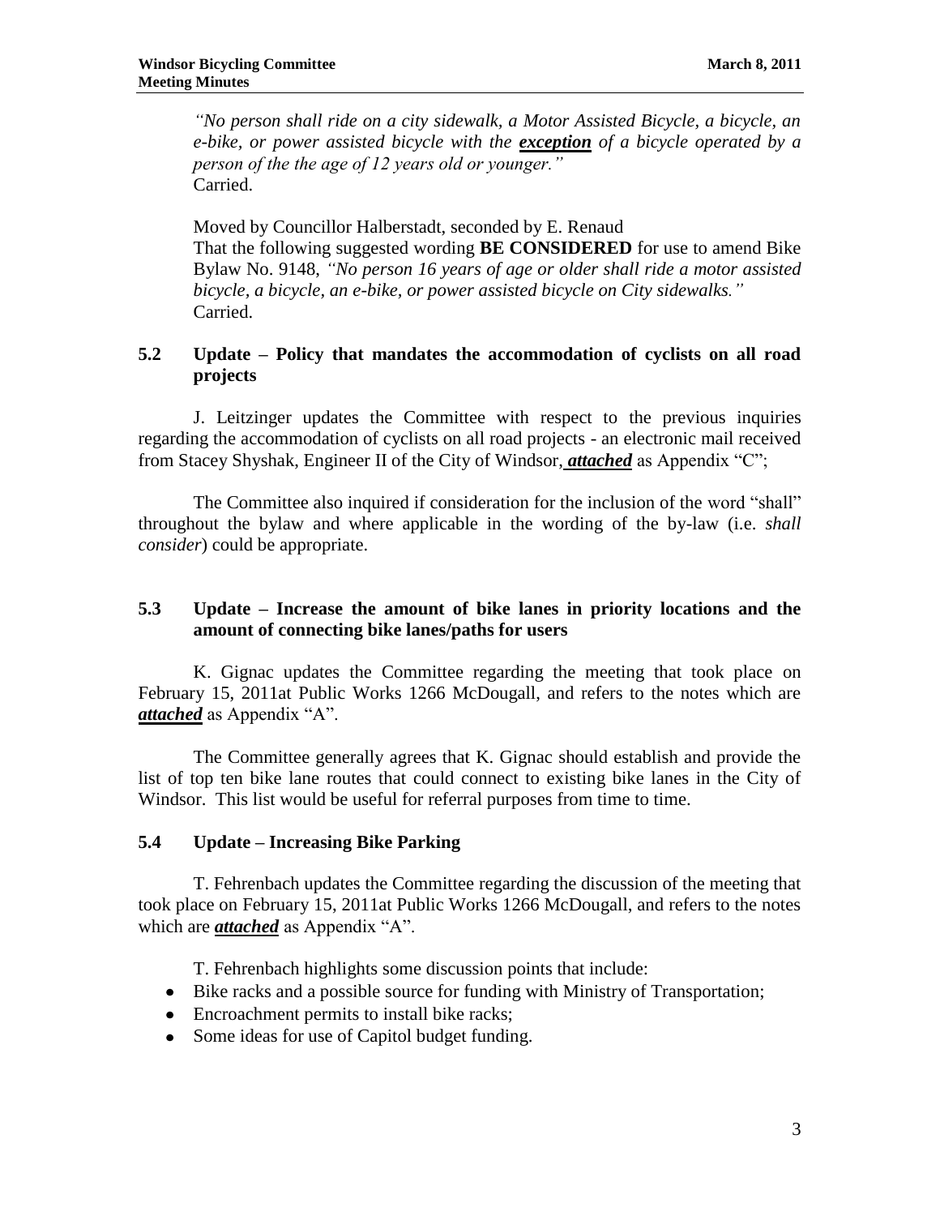*"No person shall ride on a city sidewalk, a Motor Assisted Bicycle, a bicycle, an e-bike, or power assisted bicycle with the **exception** of a bicycle operated by a person of the the age of 12 years old or younger."*
Carried.

Moved by Councillor Halberstadt, seconded by E. Renaud
That the following suggested wording **BE CONSIDERED** for use to amend Bike Bylaw No. 9148, *"No person 16 years of age or older shall ride a motor assisted bicycle, a bicycle, an e-bike, or power assisted bicycle on City sidewalks."*
Carried.

## 5.2 Update – Policy that mandates the accommodation of cyclists on all road projects

J. Leitzinger updates the Committee with respect to the previous inquiries regarding the accommodation of cyclists on all road projects - an electronic mail received from Stacey Shyshak, Engineer II of the City of Windsor, ***attached*** as Appendix "C";

The Committee also inquired if consideration for the inclusion of the word "shall" throughout the bylaw and where applicable in the wording of the by-law (i.e. *shall consider*) could be appropriate.

## 5.3 Update – Increase the amount of bike lanes in priority locations and the amount of connecting bike lanes/paths for users

K. Gignac updates the Committee regarding the meeting that took place on February 15, 2011at Public Works 1266 McDougall, and refers to the notes which are ***attached*** as Appendix "A".

The Committee generally agrees that K. Gignac should establish and provide the list of top ten bike lane routes that could connect to existing bike lanes in the City of Windsor. This list would be useful for referral purposes from time to time.

## 5.4 Update – Increasing Bike Parking

T. Fehrenbach updates the Committee regarding the discussion of the meeting that took place on February 15, 2011at Public Works 1266 McDougall, and refers to the notes which are ***attached*** as Appendix "A".

T. Fehrenbach highlights some discussion points that include:

- Bike racks and a possible source for funding with Ministry of Transportation;
- Encroachment permits to install bike racks;
- Some ideas for use of Capitol budget funding.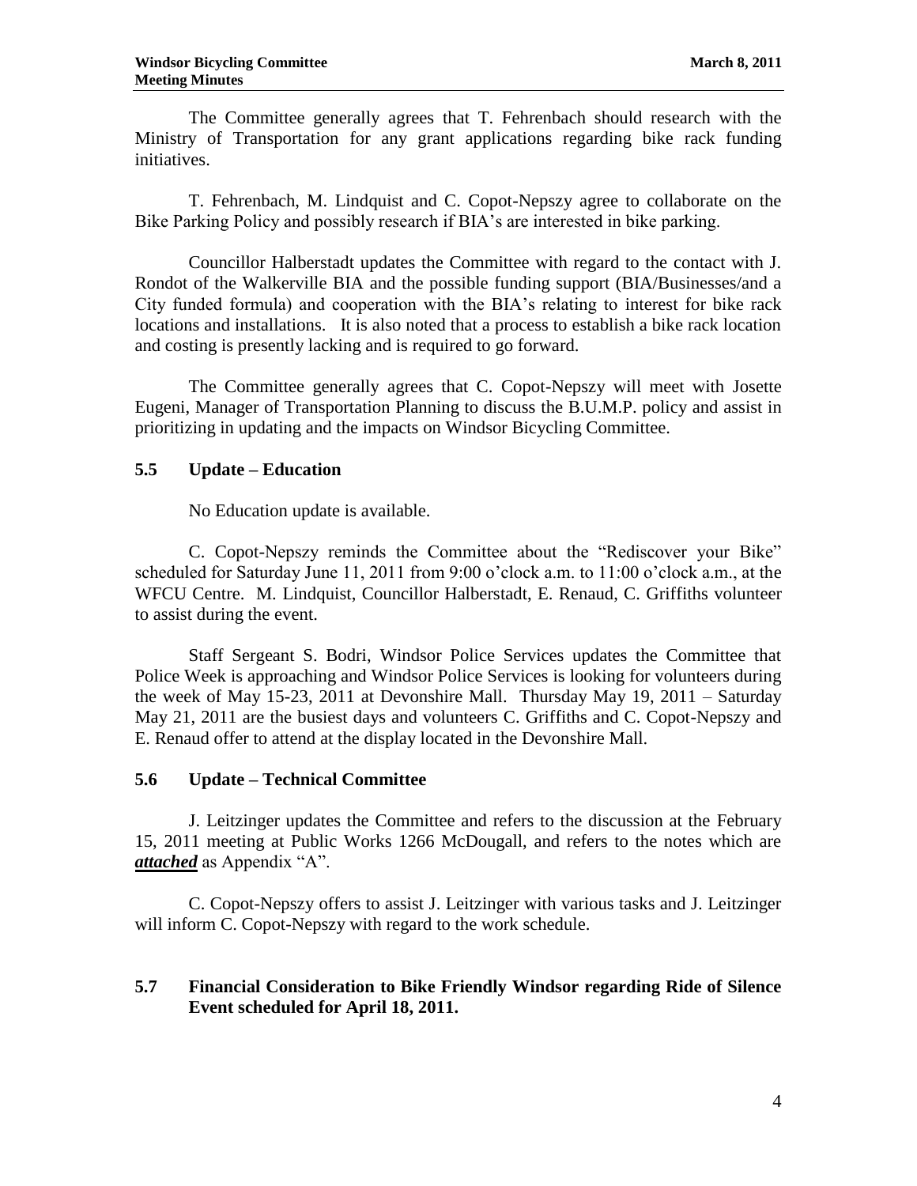The Committee generally agrees that T. Fehrenbach should research with the Ministry of Transportation for any grant applications regarding bike rack funding initiatives.

T. Fehrenbach, M. Lindquist and C. Copot-Nepszy agree to collaborate on the Bike Parking Policy and possibly research if BIA's are interested in bike parking.

Councillor Halberstadt updates the Committee with regard to the contact with J. Rondot of the Walkerville BIA and the possible funding support (BIA/Businesses/and a City funded formula) and cooperation with the BIA's relating to interest for bike rack locations and installations. It is also noted that a process to establish a bike rack location and costing is presently lacking and is required to go forward.

The Committee generally agrees that C. Copot-Nepszy will meet with Josette Eugeni, Manager of Transportation Planning to discuss the B.U.M.P. policy and assist in prioritizing in updating and the impacts on Windsor Bicycling Committee.

### 5.5 Update – Education

No Education update is available.

C. Copot-Nepszy reminds the Committee about the "Rediscover your Bike" scheduled for Saturday June 11, 2011 from 9:00 o'clock a.m. to 11:00 o'clock a.m., at the WFCU Centre. M. Lindquist, Councillor Halberstadt, E. Renaud, C. Griffiths volunteer to assist during the event.

Staff Sergeant S. Bodri, Windsor Police Services updates the Committee that Police Week is approaching and Windsor Police Services is looking for volunteers during the week of May 15-23, 2011 at Devonshire Mall. Thursday May 19, 2011 – Saturday May 21, 2011 are the busiest days and volunteers C. Griffiths and C. Copot-Nepszy and E. Renaud offer to attend at the display located in the Devonshire Mall.

### 5.6 Update – Technical Committee

J. Leitzinger updates the Committee and refers to the discussion at the February 15, 2011 meeting at Public Works 1266 McDougall, and refers to the notes which are ***attached*** as Appendix "A".

C. Copot-Nepszy offers to assist J. Leitzinger with various tasks and J. Leitzinger will inform C. Copot-Nepszy with regard to the work schedule.

### 5.7 Financial Consideration to Bike Friendly Windsor regarding Ride of Silence Event scheduled for April 18, 2011.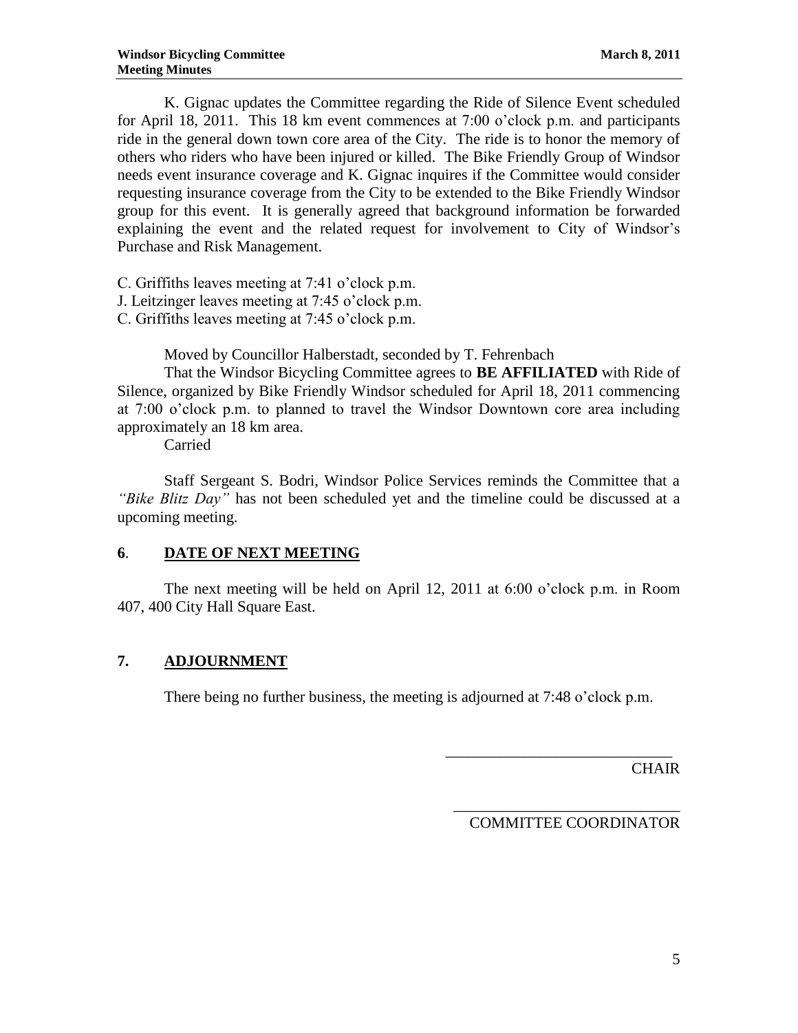K. Gignac updates the Committee regarding the Ride of Silence Event scheduled for April 18, 2011. This 18 km event commences at 7:00 o'clock p.m. and participants ride in the general down town core area of the City. The ride is to honor the memory of others who riders who have been injured or killed. The Bike Friendly Group of Windsor needs event insurance coverage and K. Gignac inquires if the Committee would consider requesting insurance coverage from the City to be extended to the Bike Friendly Windsor group for this event. It is generally agreed that background information be forwarded explaining the event and the related request for involvement to City of Windsor's Purchase and Risk Management.

C. Griffiths leaves meeting at 7:41 o'clock p.m.
J. Leitzinger leaves meeting at 7:45 o'clock p.m.
C. Griffiths leaves meeting at 7:45 o'clock p.m.

Moved by Councillor Halberstadt, seconded by T. Fehrenbach
That the Windsor Bicycling Committee agrees to **BE AFFILIATED** with Ride of Silence, organized by Bike Friendly Windsor scheduled for April 18, 2011 commencing at 7:00 o'clock p.m. to planned to travel the Windsor Downtown core area including approximately an 18 km area.
Carried

Staff Sergeant S. Bodri, Windsor Police Services reminds the Committee that a *"Bike Blitz Day"* has not been scheduled yet and the timeline could be discussed at a upcoming meeting.

## 6. DATE OF NEXT MEETING

The next meeting will be held on April 12, 2011 at 6:00 o'clock p.m. in Room 407, 400 City Hall Square East.

## 7. ADJOURNMENT

There being no further business, the meeting is adjourned at 7:48 o'clock p.m.

\_\_\_\_\_\_\_\_\_\_\_\_\_\_\_\_\_\_\_\_\_\_\_\_\_\_\_\_\_\_
CHAIR

\_\_\_\_\_\_\_\_\_\_\_\_\_\_\_\_\_\_\_\_\_\_\_\_\_\_\_\_\_\_
COMMITTEE COORDINATOR